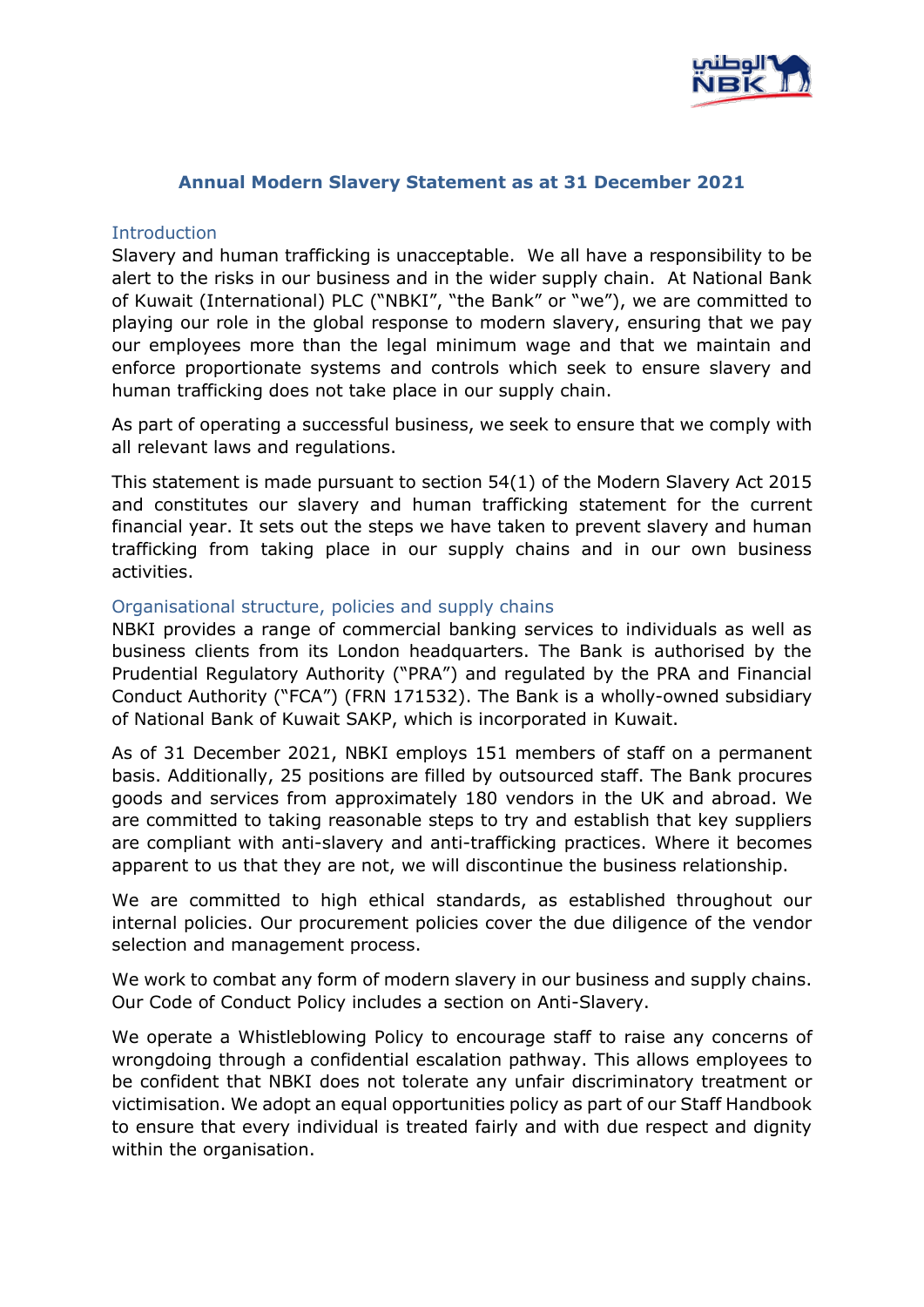# Annual Modern Slavery Statement as at 31 December 2021

## Introduction

Slavery and human trafficking is unacceptable. We all have a responsibility to be alert to the risks in our business and in the wider supply chain. At National Bank of Kuwait (International) PLC ("NBKI", "the Bank" or "we"), we are committed to playing our role in the global response to modern slavery, ensuring that we pay our employees more than the legal minimum wage and that we maintain and enforce proportionate systems and controls which seek to ensure slavery and human trafficking does not take place in our supply chain.

As part of operating a successful business, we seek to ensure that we comply with all relevant laws and regulations.

This statement is made pursuant to section 54(1) of the Modern Slavery Act 2015 and constitutes our slavery and human trafficking statement for the current financial year. It sets out the steps we have taken to prevent slavery and human trafficking from taking place in our supply chains and in our own business activities.

## Organisational structure, policies and supply chains

NBKI provides a range of commercial banking services to individuals as well as business clients from its London headquarters. The Bank is authorised by the Prudential Regulatory Authority ("PRA") and regulated by the PRA and Financial Conduct Authority ("FCA") (FRN 171532). The Bank is a wholly-owned subsidiary of National Bank of Kuwait SAKP, which is incorporated in Kuwait.

As of 31 December 2021, NBKI employs 151 members of staff on a permanent basis. Additionally, 25 positions are filled by outsourced staff. The Bank procures goods and services from approximately 180 vendors in the UK and abroad. We are committed to taking reasonable steps to try and establish that key suppliers are compliant with anti-slavery and anti-trafficking practices. Where it becomes apparent to us that they are not, we will discontinue the business relationship.

We are committed to high ethical standards, as established throughout our internal policies. Our procurement policies cover the due diligence of the vendor selection and management process.

We work to combat any form of modern slavery in our business and supply chains. Our Code of Conduct Policy includes a section on Anti-Slavery.

We operate a Whistleblowing Policy to encourage staff to raise any concerns of wrongdoing through a confidential escalation pathway. This allows employees to be confident that NBKI does not tolerate any unfair discriminatory treatment or victimisation. We adopt an equal opportunities policy as part of our Staff Handbook to ensure that every individual is treated fairly and with due respect and dignity within the organisation.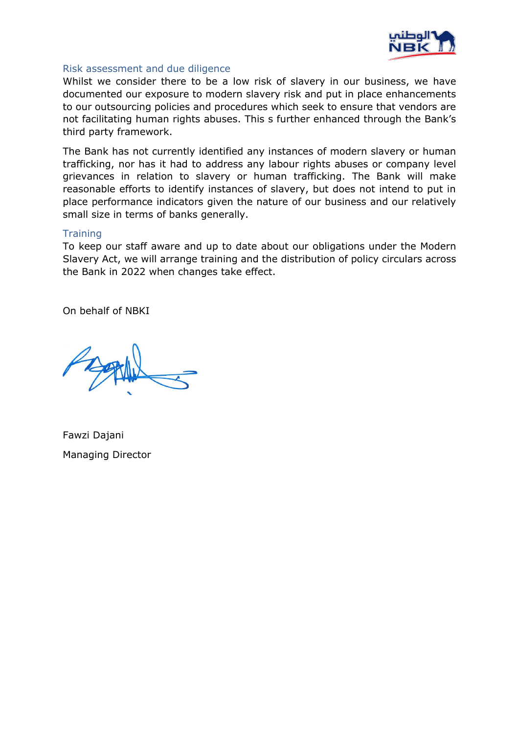## Risk assessment and due diligence

Whilst we consider there to be a low risk of slavery in our business, we have documented our exposure to modern slavery risk and put in place enhancements to our outsourcing policies and procedures which seek to ensure that vendors are not facilitating human rights abuses. This s further enhanced through the Bank's third party framework.

The Bank has not currently identified any instances of modern slavery or human trafficking, nor has it had to address any labour rights abuses or company level grievances in relation to slavery or human trafficking. The Bank will make reasonable efforts to identify instances of slavery, but does not intend to put in place performance indicators given the nature of our business and our relatively small size in terms of banks generally.

## Training

To keep our staff aware and up to date about our obligations under the Modern Slavery Act, we will arrange training and the distribution of policy circulars across the Bank in 2022 when changes take effect.

On behalf of NBKI

Fawzi Dajani

Managing Director